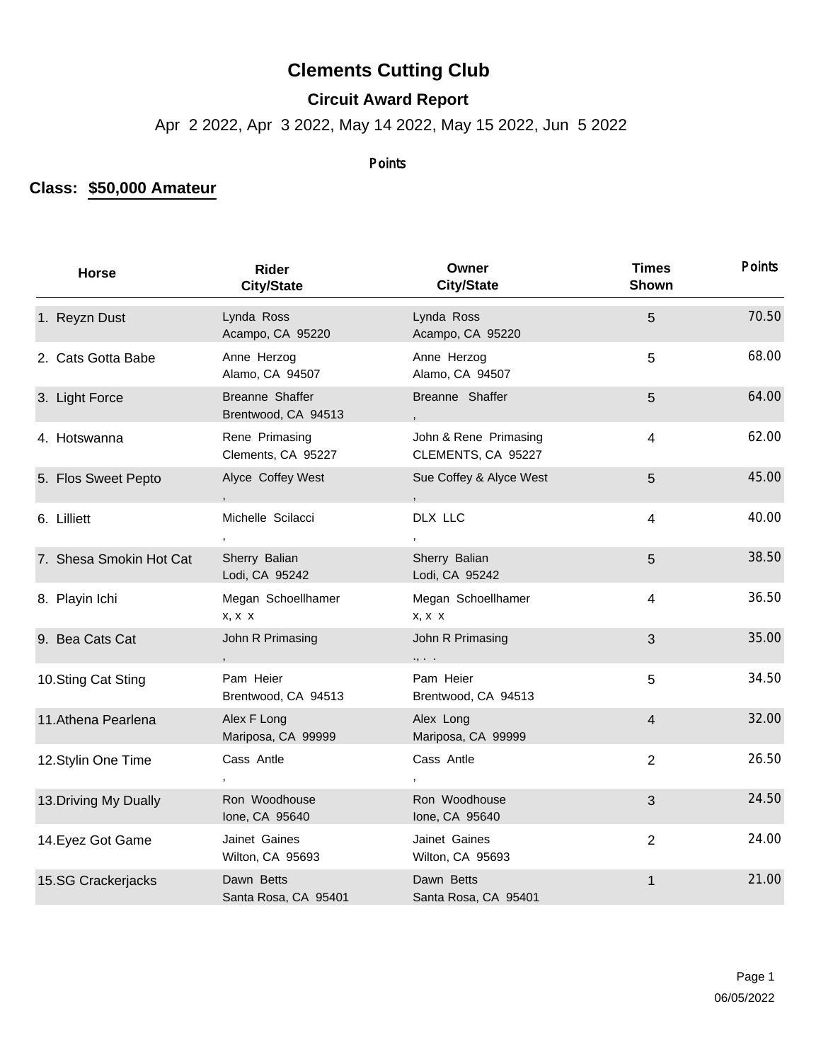# Clements Cutting Club

## Circuit Award Report

Apr 2 2022, Apr 3 2022, May 14 2022, May 15 2022, Jun 5 2022

Points

**Class: $50,000 Amateur**

| Horse | Rider City/State | Owner City/State | Times Shown | Points |
|---|---|---|---|---|
| 1. Reyzn Dust | Lynda Ross<br>Acampo, CA 95220 | Lynda Ross<br>Acampo, CA 95220 | 5 | 70.50 |
| 2. Cats Gotta Babe | Anne Herzog<br>Alamo, CA 94507 | Anne Herzog<br>Alamo, CA 94507 | 5 | 68.00 |
| 3. Light Force | Breanne Shaffer<br>Brentwood, CA 94513 | Breanne Shaffer<br>, | 5 | 64.00 |
| 4. Hotswanna | Rene Primasing<br>Clements, CA 95227 | John & Rene Primasing<br>CLEMENTS, CA 95227 | 4 | 62.00 |
| 5. Flos Sweet Pepto | Alyce Coffey West<br>, | Sue Coffey & Alyce West<br>, | 5 | 45.00 |
| 6. Lilliett | Michelle Scilacci<br>, | DLX LLC<br>, | 4 | 40.00 |
| 7. Shesa Smokin Hot Cat | Sherry Balian<br>Lodi, CA 95242 | Sherry Balian<br>Lodi, CA 95242 | 5 | 38.50 |
| 8. Playin Ichi | Megan Schoellhamer<br>x, x x | Megan Schoellhamer<br>x, x x | 4 | 36.50 |
| 9. Bea Cats Cat | John R Primasing<br>, | John R Primasing<br>., . . | 3 | 35.00 |
| 10.Sting Cat Sting | Pam Heier<br>Brentwood, CA 94513 | Pam Heier<br>Brentwood, CA 94513 | 5 | 34.50 |
| 11.Athena Pearlena | Alex F Long<br>Mariposa, CA 99999 | Alex Long<br>Mariposa, CA 99999 | 4 | 32.00 |
| 12.Stylin One Time | Cass Antle<br>, | Cass Antle<br>, | 2 | 26.50 |
| 13.Driving My Dually | Ron Woodhouse<br>Ione, CA 95640 | Ron Woodhouse<br>Ione, CA 95640 | 3 | 24.50 |
| 14.Eyez Got Game | Jainet Gaines<br>Wilton, CA 95693 | Jainet Gaines<br>Wilton, CA 95693 | 2 | 24.00 |
| 15.SG Crackerjacks | Dawn Betts<br>Santa Rosa, CA 95401 | Dawn Betts<br>Santa Rosa, CA 95401 | 1 | 21.00 |

06/05/2022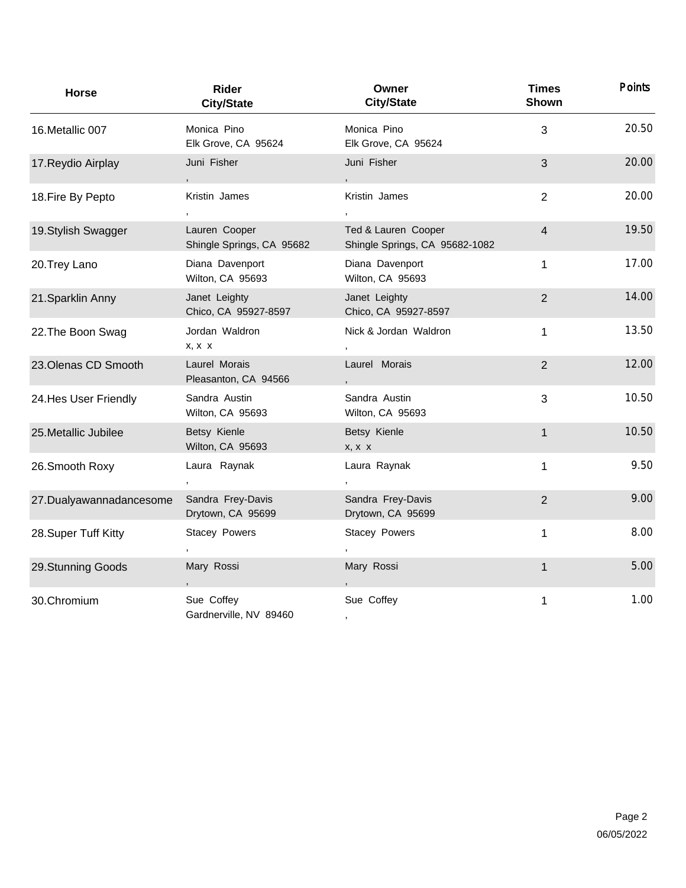| Horse | Rider City/State | Owner City/State | Times Shown | Points |
|---|---|---|---|---|
| 16.Metallic 007 | Monica Pino<br>Elk Grove, CA 95624 | Monica Pino<br>Elk Grove, CA 95624 | 3 | 20.50 |
| 17.Reydio Airplay | Juni Fisher<br>, | Juni Fisher<br>, | 3 | 20.00 |
| 18.Fire By Pepto | Kristin James<br>, | Kristin James<br>, | 2 | 20.00 |
| 19.Stylish Swagger | Lauren Cooper<br>Shingle Springs, CA 95682 | Ted & Lauren Cooper<br>Shingle Springs, CA 95682-1082 | 4 | 19.50 |
| 20.Trey Lano | Diana Davenport<br>Wilton, CA 95693 | Diana Davenport<br>Wilton, CA 95693 | 1 | 17.00 |
| 21.Sparklin Anny | Janet Leighty<br>Chico, CA 95927-8597 | Janet Leighty<br>Chico, CA 95927-8597 | 2 | 14.00 |
| 22.The Boon Swag | Jordan Waldron<br>x, x x | Nick & Jordan Waldron<br>, | 1 | 13.50 |
| 23.Olenas CD Smooth | Laurel Morais<br>Pleasanton, CA 94566 | Laurel Morais<br>, | 2 | 12.00 |
| 24.Hes User Friendly | Sandra Austin<br>Wilton, CA 95693 | Sandra Austin<br>Wilton, CA 95693 | 3 | 10.50 |
| 25.Metallic Jubilee | Betsy Kienle<br>Wilton, CA 95693 | Betsy Kienle<br>x, x x | 1 | 10.50 |
| 26.Smooth Roxy | Laura Raynak<br>, | Laura Raynak<br>, | 1 | 9.50 |
| 27.Dualyawannadancesome | Sandra Frey-Davis<br>Drytown, CA 95699 | Sandra Frey-Davis<br>Drytown, CA 95699 | 2 | 9.00 |
| 28.Super Tuff Kitty | Stacey Powers<br>, | Stacey Powers<br>, | 1 | 8.00 |
| 29.Stunning Goods | Mary Rossi<br>, | Mary Rossi<br>, | 1 | 5.00 |
| 30.Chromium | Sue Coffey<br>Gardnerville, NV 89460 | Sue Coffey<br>, | 1 | 1.00 |

06/05/2022